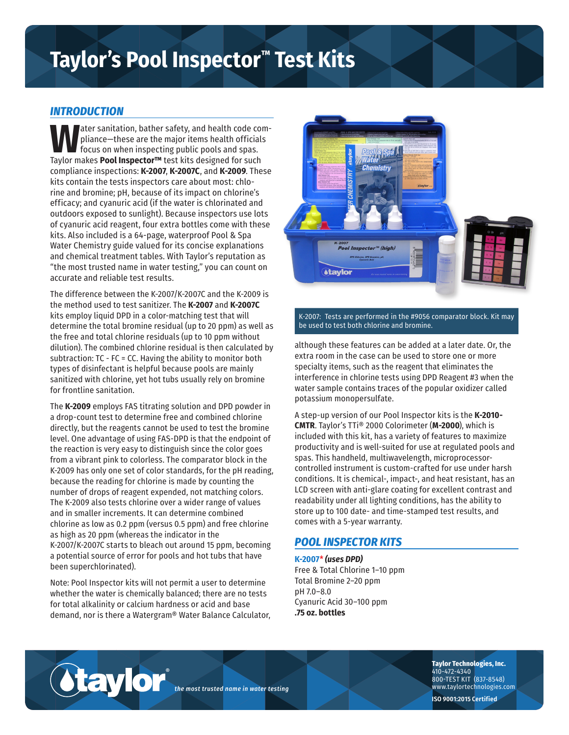# Taylor's Pool Inspector™ Test Kits

## INTRODUCTION

Water sanitation, bather safety, and health code compliance—these are the major items health officials focus on when inspecting public pools and spas. Taylor makes **Pool Inspector™** test kits designed for such compliance inspections: **K-2007**, **K-2007C**, and **K-2009**. These kits contain the tests inspectors care about most: chlorine and bromine; pH, because of its impact on chlorine's efficacy; and cyanuric acid (if the water is chlorinated and outdoors exposed to sunlight). Because inspectors use lots of cyanuric acid reagent, four extra bottles come with these kits. Also included is a 64-page, waterproof Pool & Spa Water Chemistry guide valued for its concise explanations and chemical treatment tables. With Taylor's reputation as "the most trusted name in water testing," you can count on accurate and reliable test results.

The difference between the K-2007/K-2007C and the K-2009 is the method used to test sanitizer. The **K-2007** and **K-2007C** kits employ liquid DPD in a color-matching test that will determine the total bromine residual (up to 20 ppm) as well as the free and total chlorine residuals (up to 10 ppm without dilution). The combined chlorine residual is then calculated by subtraction: TC - FC = CC. Having the ability to monitor both types of disinfectant is helpful because pools are mainly sanitized with chlorine, yet hot tubs usually rely on bromine for frontline sanitation.

The **K-2009** employs FAS titrating solution and DPD powder in a drop-count test to determine free and combined chlorine directly, but the reagents cannot be used to test the bromine level. One advantage of using FAS-DPD is that the endpoint of the reaction is very easy to distinguish since the color goes from a vibrant pink to colorless. The comparator block in the K-2009 has only one set of color standards, for the pH reading, because the reading for chlorine is made by counting the number of drops of reagent expended, not matching colors. The K-2009 also tests chlorine over a wider range of values and in smaller increments. It can determine combined chlorine as low as 0.2 ppm (versus 0.5 ppm) and free chlorine as high as 20 ppm (whereas the indicator in the K-2007/K-2007C starts to bleach out around 15 ppm, becoming a potential source of error for pools and hot tubs that have been superchlorinated).

Note: Pool Inspector kits will not permit a user to determine whether the water is chemically balanced; there are no tests for total alkalinity or calcium hardness or acid and base demand, nor is there a Watergram® Water Balance Calculator, although these features can be added at a later date. Or, the extra room in the case can be used to store one or more specialty items, such as the reagent that eliminates the interference in chlorine tests using DPD Reagent #3 when the water sample contains traces of the popular oxidizer called potassium monopersulfate.

K-2007: Tests are performed in the #9056 comparator block. Kit may be used to test both chlorine and bromine.

A step-up version of our Pool Inspector kits is the **K-2010-CMTR**. Taylor's TTi® 2000 Colorimeter (**M-2000**), which is included with this kit, has a variety of features to maximize productivity and is well-suited for use at regulated pools and spas. This handheld, multiwavelength, microprocessor-controlled instrument is custom-crafted for use under harsh conditions. It is chemical-, impact-, and heat resistant, has an LCD screen with anti-glare coating for excellent contrast and readability under all lighting conditions, has the ability to store up to 100 date- and time-stamped test results, and comes with a 5-year warranty.

## POOL INSPECTOR KITS

**K-2007*** ***(uses DPD)***
Free & Total Chlorine 1–10 ppm
Total Bromine 2–20 ppm
pH 7.0–8.0
Cyanuric Acid 30–100 ppm
**.75 oz. bottles**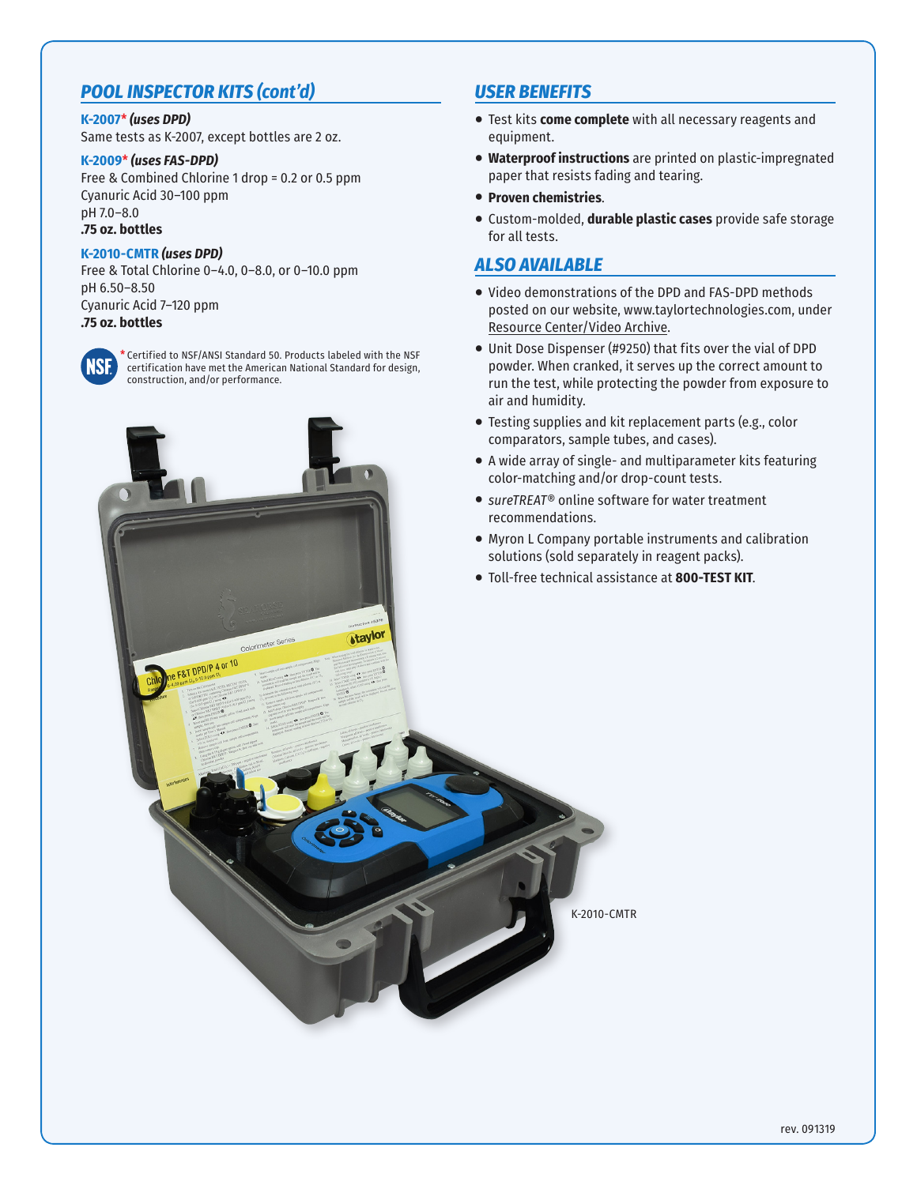## POOL INSPECTOR KITS (cont'd)

**K-2007*** ***(uses DPD)***
Same tests as K-2007, except bottles are 2 oz.

**K-2009*** ***(uses FAS-DPD)***
Free & Combined Chlorine 1 drop = 0.2 or 0.5 ppm
Cyanuric Acid 30–100 ppm
pH 7.0–8.0
**.75 oz. bottles**

**K-2010-CMTR** ***(uses DPD)***
Free & Total Chlorine 0–4.0, 0–8.0, or 0–10.0 ppm
pH 6.50–8.50
Cyanuric Acid 7–120 ppm
**.75 oz. bottles**

NSF * Certified to NSF/ANSI Standard 50. Products labeled with the NSF certification have met the American National Standard for design, construction, and/or performance.

K-2010-CMTR

## USER BENEFITS

- Test kits **come complete** with all necessary reagents and equipment.
- **Waterproof instructions** are printed on plastic-impregnated paper that resists fading and tearing.
- **Proven chemistries**.
- Custom-molded, **durable plastic cases** provide safe storage for all tests.

## ALSO AVAILABLE

- Video demonstrations of the DPD and FAS-DPD methods posted on our website, www.taylortechnologies.com, under Resource Center/Video Archive.
- Unit Dose Dispenser (#9250) that fits over the vial of DPD powder. When cranked, it serves up the correct amount to run the test, while protecting the powder from exposure to air and humidity.
- Testing supplies and kit replacement parts (e.g., color comparators, sample tubes, and cases).
- A wide array of single- and multiparameter kits featuring color-matching and/or drop-count tests.
- *sureTREAT*® online software for water treatment recommendations.
- Myron L Company portable instruments and calibration solutions (sold separately in reagent packs).
- Toll-free technical assistance at **800-TEST KIT**.

rev. 091319